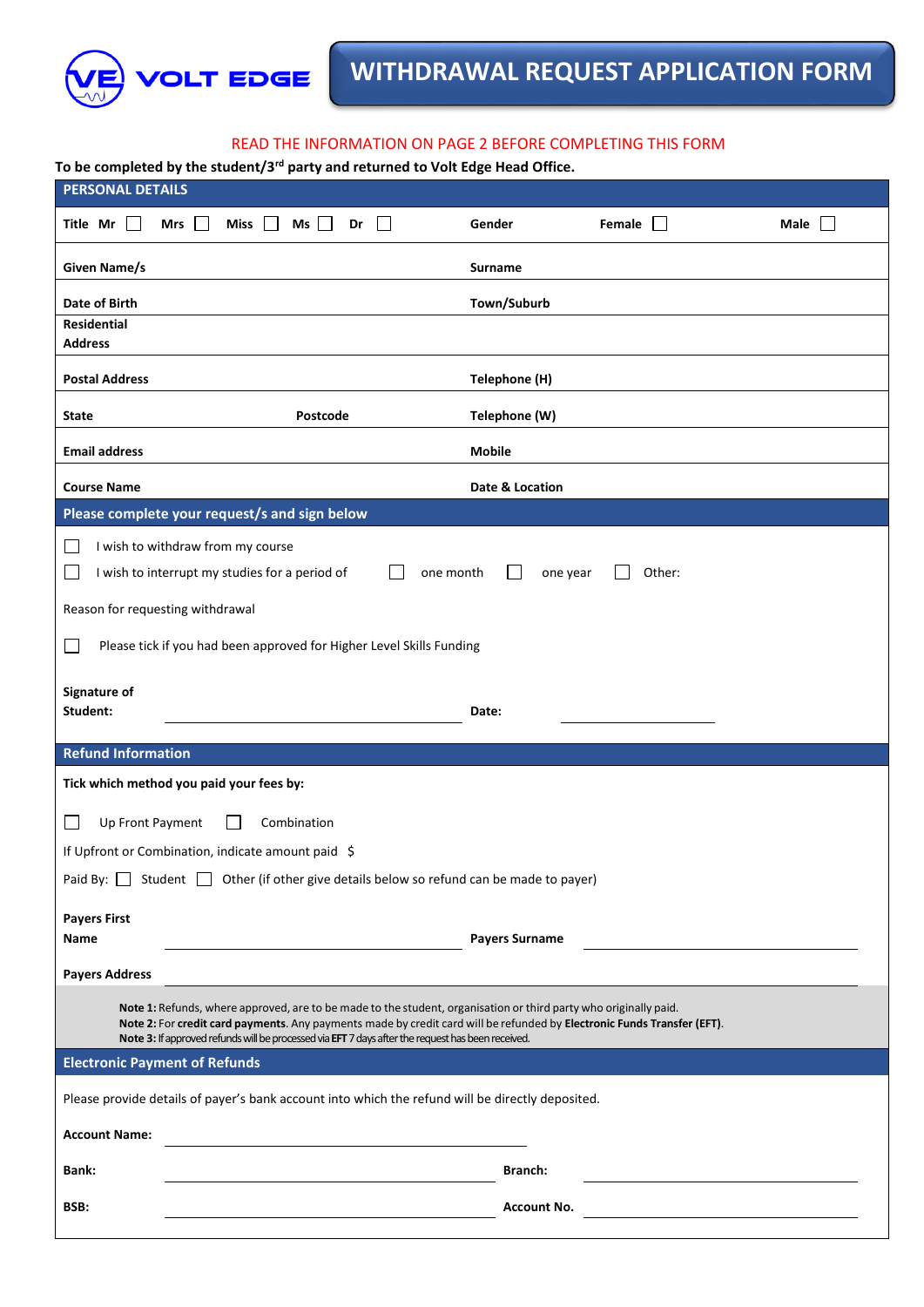VOLT EDGE

# WITHDRAWAL REQUEST APPLICATION FORM

READ THE INFORMATION ON PAGE 2 BEFORE COMPLETING THIS FORM

**To be completed by the student/3rd party and returned to Volt Edge Head Office.**

## PERSONAL DETAILS

| | | | |
|---|---|---|---|
| **Title** **Mr** ☐ **Mrs** ☐ **Miss** ☐ **Ms** ☐ **Dr** ☐ | | **Gender** **Female** ☐ **Male** ☐ | |
| **Given Name/s** | | **Surname** | |
| **Date of Birth** | | **Town/Suburb** | |
| **Residential Address** | | | |
| **Postal Address** | | **Telephone (H)** | |
| **State** | **Postcode** | **Telephone (W)** | |
| **Email address** | | **Mobile** | |
| **Course Name** | | **Date & Location** | |

## Please complete your request/s and sign below

☐ I wish to withdraw from my course

☐ I wish to interrupt my studies for a period of ☐ one month ☐ one year ☐ Other:

Reason for requesting withdrawal

☐ Please tick if you had been approved for Higher Level Skills Funding

**Signature of Student:** ______________________ **Date:** ______________

## Refund Information

**Tick which method you paid your fees by:**

☐ Up Front Payment ☐ Combination

If Upfront or Combination, indicate amount paid $

Paid By: ☐ Student ☐ Other (if other give details below so refund can be made to payer)

**Payers First Name** ______________________ **Payers Surname** ______________________

**Payers Address** ______________________

**Note 1:** Refunds, where approved, are to be made to the student, organisation or third party who originally paid.
**Note 2:** For **credit card payments**. Any payments made by credit card will be refunded by **Electronic Funds Transfer (EFT)**.
**Note 3:** If approved refunds will be processed via **EFT** 7 days after the request has been received.

## Electronic Payment of Refunds

Please provide details of payer's bank account into which the refund will be directly deposited.

**Account Name:** ______________________

**Bank:** ______________________ **Branch:** ______________________

**BSB:** ______________________ **Account No.** ______________________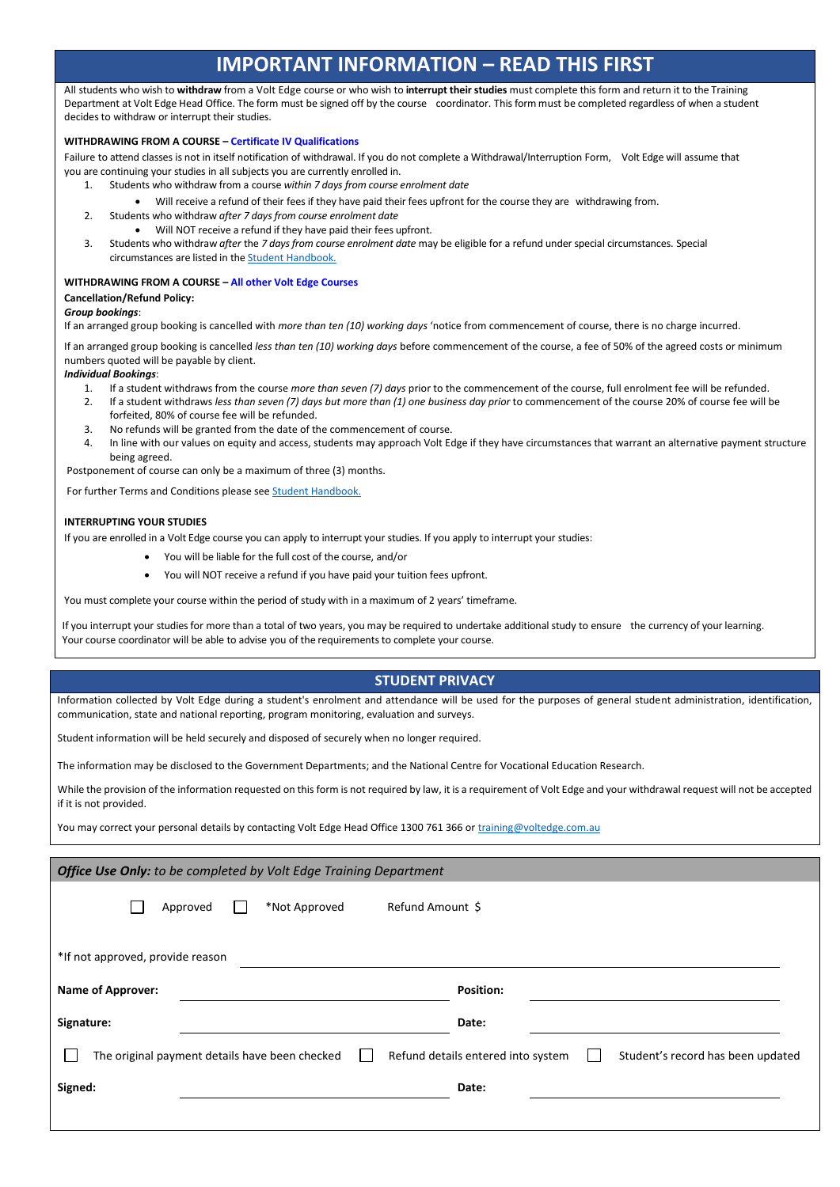# IMPORTANT INFORMATION – READ THIS FIRST

All students who wish to **withdraw** from a Volt Edge course or who wish to **interrupt their studies** must complete this form and return it to the Training Department at Volt Edge Head Office. The form must be signed off by the course coordinator. This form must be completed regardless of when a student decides to withdraw or interrupt their studies.

**WITHDRAWING FROM A COURSE – Certificate IV Qualifications**

Failure to attend classes is not in itself notification of withdrawal. If you do not complete a Withdrawal/Interruption Form, Volt Edge will assume that you are continuing your studies in all subjects you are currently enrolled in.

1. Students who withdraw from a course *within 7 days from course enrolment date*
   - Will receive a refund of their fees if they have paid their fees upfront for the course they are withdrawing from.
2. Students who withdraw *after 7 days from course enrolment date*
   - Will NOT receive a refund if they have paid their fees upfront.
3. Students who withdraw *after* the *7 days from course enrolment date* may be eligible for a refund under special circumstances. Special circumstances are listed in the Student Handbook.

**WITHDRAWING FROM A COURSE – All other Volt Edge Courses**

**Cancellation/Refund Policy:**

***Group bookings***:

If an arranged group booking is cancelled with *more than ten (10) working days* 'notice from commencement of course, there is no charge incurred.

If an arranged group booking is cancelled *less than ten (10) working days* before commencement of the course, a fee of 50% of the agreed costs or minimum numbers quoted will be payable by client.

***Individual Bookings***:

1. If a student withdraws from the course *more than seven (7) days* prior to the commencement of the course, full enrolment fee will be refunded.
2. If a student withdraws *less than seven (7) days but more than (1) one business day prior* to commencement of the course 20% of course fee will be forfeited, 80% of course fee will be refunded.
3. No refunds will be granted from the date of the commencement of course.
4. In line with our values on equity and access, students may approach Volt Edge if they have circumstances that warrant an alternative payment structure being agreed.

Postponement of course can only be a maximum of three (3) months.

For further Terms and Conditions please see Student Handbook.

**INTERRUPTING YOUR STUDIES**

If you are enrolled in a Volt Edge course you can apply to interrupt your studies. If you apply to interrupt your studies:

- You will be liable for the full cost of the course, and/or
- You will NOT receive a refund if you have paid your tuition fees upfront.

You must complete your course within the period of study with in a maximum of 2 years' timeframe.

If you interrupt your studies for more than a total of two years, you may be required to undertake additional study to ensure the currency of your learning. Your course coordinator will be able to advise you of the requirements to complete your course.

## STUDENT PRIVACY

Information collected by Volt Edge during a student's enrolment and attendance will be used for the purposes of general student administration, identification, communication, state and national reporting, program monitoring, evaluation and surveys.

Student information will be held securely and disposed of securely when no longer required.

The information may be disclosed to the Government Departments; and the National Centre for Vocational Education Research.

While the provision of the information requested on this form is not required by law, it is a requirement of Volt Edge and your withdrawal request will not be accepted if it is not provided.

You may correct your personal details by contacting Volt Edge Head Office 1300 761 366 or training@voltedge.com.au

***Office Use Only:*** *to be completed by Volt Edge Training Department*

☐ Approved ☐ *Not Approved Refund Amount $

*If not approved, provide reason ______________________________

**Name of Approver:** ______________________ **Position:** ______________________

**Signature:** ______________________ **Date:** ______________________

☐ The original payment details have been checked ☐ Refund details entered into system ☐ Student's record has been updated

**Signed:** ______________________ **Date:** ______________________